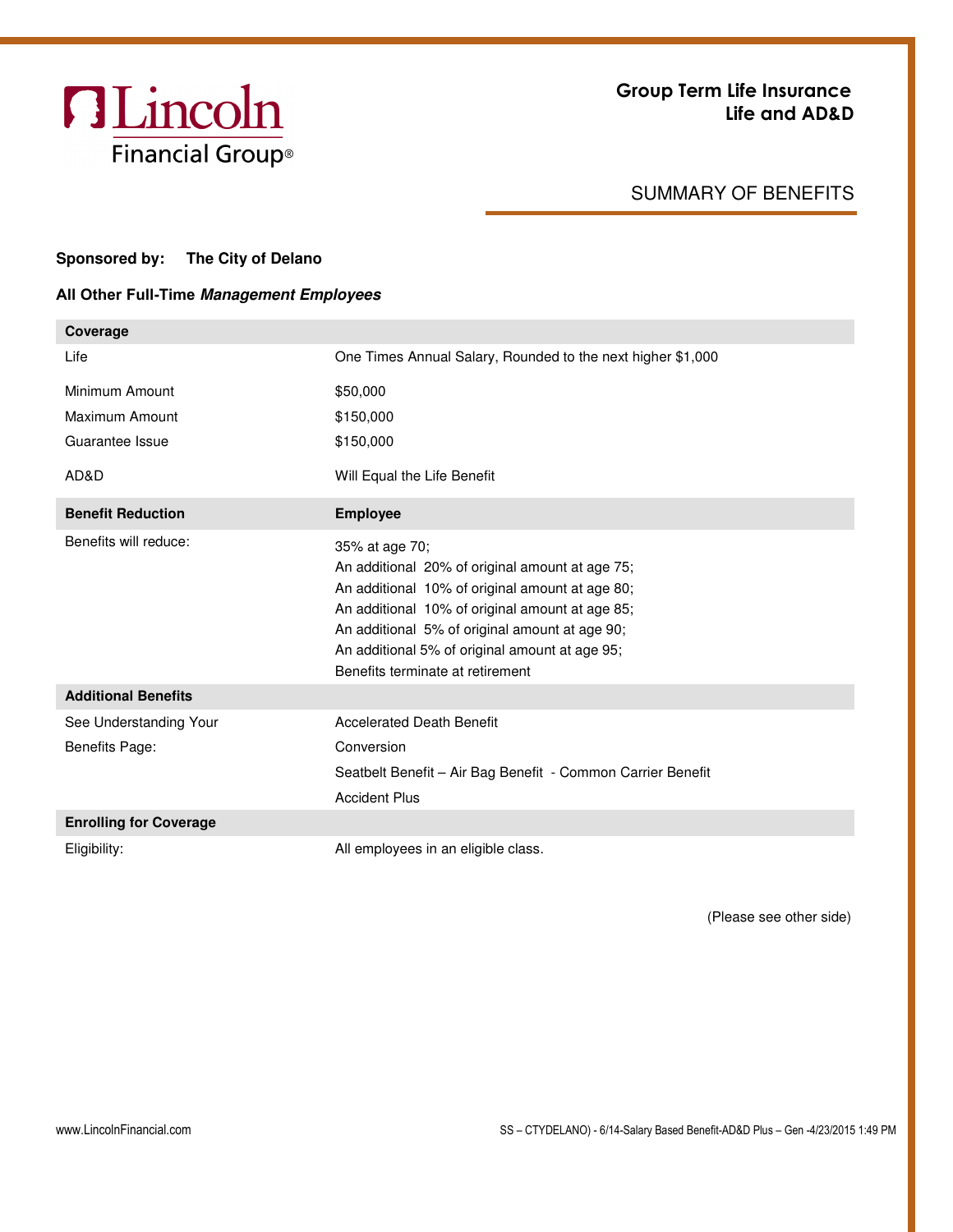Lincoln Financial Group®

# Group Term Life Insurance
## Life and AD&D

## SUMMARY OF BENEFITS

**Sponsored by: The City of Delano**

**All Other Full-Time *Management Employees***

| **Coverage** | |
|---|---|
| Life | One Times Annual Salary, Rounded to the next higher $1,000 |
| Minimum Amount | $50,000 |
| Maximum Amount | $150,000 |
| Guarantee Issue | $150,000 |
| AD&D | Will Equal the Life Benefit |
| **Benefit Reduction** | **Employee** |
| Benefits will reduce: | 35% at age 70;<br>An additional 20% of original amount at age 75;<br>An additional 10% of original amount at age 80;<br>An additional 10% of original amount at age 85;<br>An additional 5% of original amount at age 90;<br>An additional 5% of original amount at age 95;<br>Benefits terminate at retirement |
| **Additional Benefits** | |
| See Understanding Your Benefits Page: | Accelerated Death Benefit<br>Conversion<br>Seatbelt Benefit – Air Bag Benefit - Common Carrier Benefit<br>Accident Plus |
| **Enrolling for Coverage** | |
| Eligibility: | All employees in an eligible class. |

(Please see other side)

www.LincolnFinancial.com

SS – CTYDELANO) - 6/14-Salary Based Benefit-AD&D Plus – Gen -4/23/2015 1:49 PM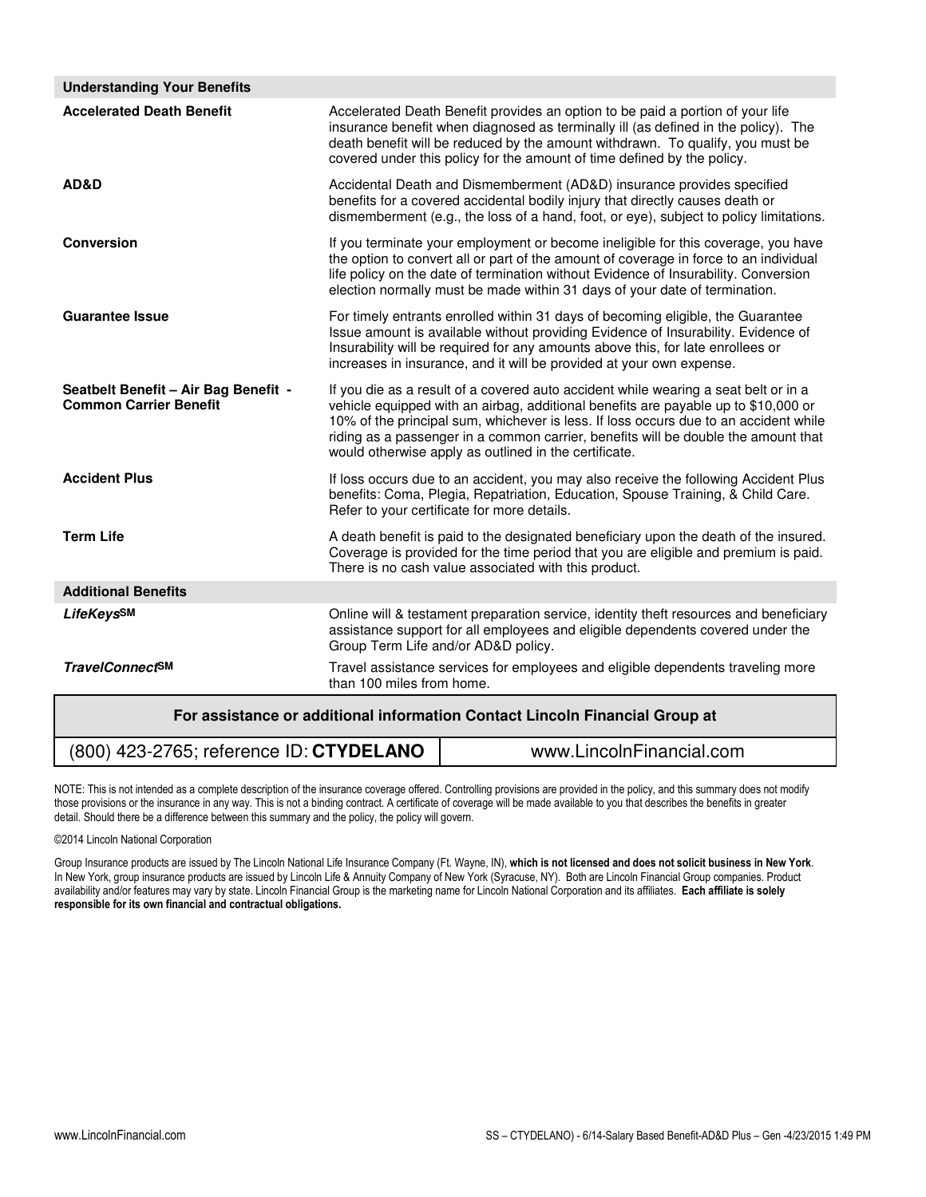| Understanding Your Benefits | |
|---|---|
| **Accelerated Death Benefit** | Accelerated Death Benefit provides an option to be paid a portion of your life insurance benefit when diagnosed as terminally ill (as defined in the policy). The death benefit will be reduced by the amount withdrawn. To qualify, you must be covered under this policy for the amount of time defined by the policy. |
| **AD&D** | Accidental Death and Dismemberment (AD&D) insurance provides specified benefits for a covered accidental bodily injury that directly causes death or dismemberment (e.g., the loss of a hand, foot, or eye), subject to policy limitations. |
| **Conversion** | If you terminate your employment or become ineligible for this coverage, you have the option to convert all or part of the amount of coverage in force to an individual life policy on the date of termination without Evidence of Insurability. Conversion election normally must be made within 31 days of your date of termination. |
| **Guarantee Issue** | For timely entrants enrolled within 31 days of becoming eligible, the Guarantee Issue amount is available without providing Evidence of Insurability. Evidence of Insurability will be required for any amounts above this, for late enrollees or increases in insurance, and it will be provided at your own expense. |
| **Seatbelt Benefit – Air Bag Benefit - Common Carrier Benefit** | If you die as a result of a covered auto accident while wearing a seat belt or in a vehicle equipped with an airbag, additional benefits are payable up to $10,000 or 10% of the principal sum, whichever is less. If loss occurs due to an accident while riding as a passenger in a common carrier, benefits will be double the amount that would otherwise apply as outlined in the certificate. |
| **Accident Plus** | If loss occurs due to an accident, you may also receive the following Accident Plus benefits: Coma, Plegia, Repatriation, Education, Spouse Training, & Child Care. Refer to your certificate for more details. |
| **Term Life** | A death benefit is paid to the designated beneficiary upon the death of the insured. Coverage is provided for the time period that you are eligible and premium is paid. There is no cash value associated with this product. |
| **Additional Benefits** | |
| ***LifeKeys*SM** | Online will & testament preparation service, identity theft resources and beneficiary assistance support for all employees and eligible dependents covered under the Group Term Life and/or AD&D policy. |
| ***TravelConnect*SM** | Travel assistance services for employees and eligible dependents traveling more than 100 miles from home. |

| For assistance or additional information Contact Lincoln Financial Group at | |
|---|---|
| (800) 423-2765; reference ID: **CTYDELANO** | www.LincolnFinancial.com |

NOTE: This is not intended as a complete description of the insurance coverage offered. Controlling provisions are provided in the policy, and this summary does not modify those provisions or the insurance in any way. This is not a binding contract. A certificate of coverage will be made available to you that describes the benefits in greater detail. Should there be a difference between this summary and the policy, the policy will govern.

©2014 Lincoln National Corporation

Group Insurance products are issued by The Lincoln National Life Insurance Company (Ft. Wayne, IN), **which is not licensed and does not solicit business in New York**. In New York, group insurance products are issued by Lincoln Life & Annuity Company of New York (Syracuse, NY). Both are Lincoln Financial Group companies. Product availability and/or features may vary by state. Lincoln Financial Group is the marketing name for Lincoln National Corporation and its affiliates. **Each affiliate is solely responsible for its own financial and contractual obligations.**

www.LincolnFinancial.com

SS – CTYDELANO) - 6/14-Salary Based Benefit-AD&D Plus – Gen -4/23/2015 1:49 PM